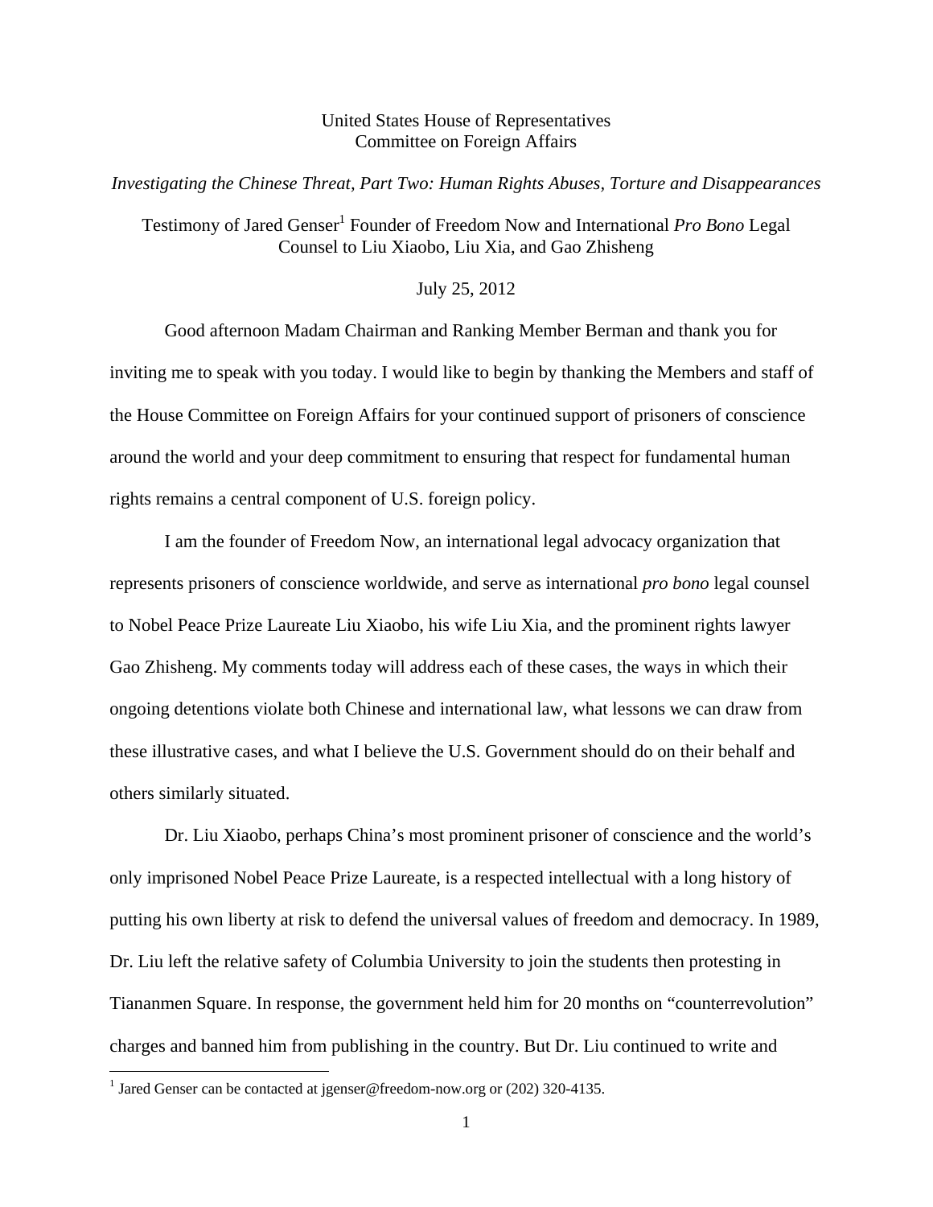United States House of Representatives
Committee on Foreign Affairs

*Investigating the Chinese Threat, Part Two: Human Rights Abuses, Torture and Disappearances*

Testimony of Jared Genser[1] Founder of Freedom Now and International *Pro Bono* Legal Counsel to Liu Xiaobo, Liu Xia, and Gao Zhisheng

July 25, 2012

Good afternoon Madam Chairman and Ranking Member Berman and thank you for inviting me to speak with you today. I would like to begin by thanking the Members and staff of the House Committee on Foreign Affairs for your continued support of prisoners of conscience around the world and your deep commitment to ensuring that respect for fundamental human rights remains a central component of U.S. foreign policy.

I am the founder of Freedom Now, an international legal advocacy organization that represents prisoners of conscience worldwide, and serve as international *pro bono* legal counsel to Nobel Peace Prize Laureate Liu Xiaobo, his wife Liu Xia, and the prominent rights lawyer Gao Zhisheng. My comments today will address each of these cases, the ways in which their ongoing detentions violate both Chinese and international law, what lessons we can draw from these illustrative cases, and what I believe the U.S. Government should do on their behalf and others similarly situated.

Dr. Liu Xiaobo, perhaps China's most prominent prisoner of conscience and the world's only imprisoned Nobel Peace Prize Laureate, is a respected intellectual with a long history of putting his own liberty at risk to defend the universal values of freedom and democracy. In 1989, Dr. Liu left the relative safety of Columbia University to join the students then protesting in Tiananmen Square. In response, the government held him for 20 months on "counterrevolution" charges and banned him from publishing in the country. But Dr. Liu continued to write and

[1] Jared Genser can be contacted at jgenser@freedom-now.org or (202) 320-4135.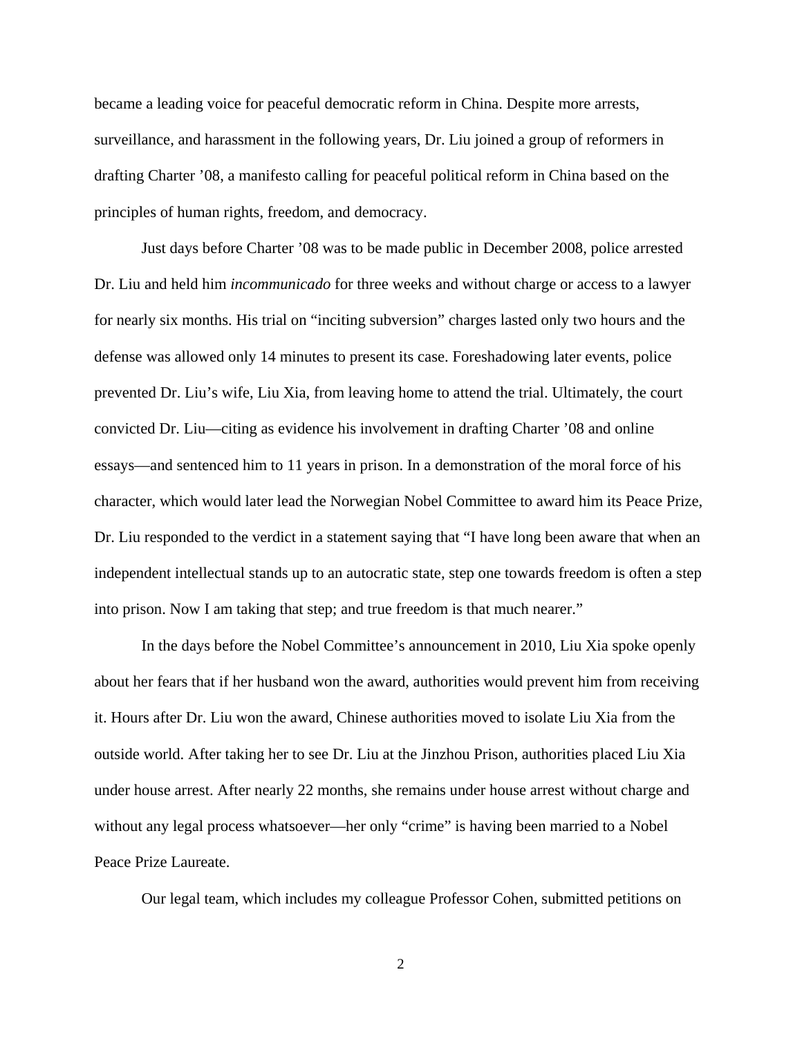became a leading voice for peaceful democratic reform in China. Despite more arrests, surveillance, and harassment in the following years, Dr. Liu joined a group of reformers in drafting Charter ’08, a manifesto calling for peaceful political reform in China based on the principles of human rights, freedom, and democracy.

Just days before Charter ’08 was to be made public in December 2008, police arrested Dr. Liu and held him *incommunicado* for three weeks and without charge or access to a lawyer for nearly six months. His trial on “inciting subversion” charges lasted only two hours and the defense was allowed only 14 minutes to present its case. Foreshadowing later events, police prevented Dr. Liu’s wife, Liu Xia, from leaving home to attend the trial. Ultimately, the court convicted Dr. Liu—citing as evidence his involvement in drafting Charter ’08 and online essays—and sentenced him to 11 years in prison. In a demonstration of the moral force of his character, which would later lead the Norwegian Nobel Committee to award him its Peace Prize, Dr. Liu responded to the verdict in a statement saying that “I have long been aware that when an independent intellectual stands up to an autocratic state, step one towards freedom is often a step into prison. Now I am taking that step; and true freedom is that much nearer.”

In the days before the Nobel Committee’s announcement in 2010, Liu Xia spoke openly about her fears that if her husband won the award, authorities would prevent him from receiving it. Hours after Dr. Liu won the award, Chinese authorities moved to isolate Liu Xia from the outside world. After taking her to see Dr. Liu at the Jinzhou Prison, authorities placed Liu Xia under house arrest. After nearly 22 months, she remains under house arrest without charge and without any legal process whatsoever—her only “crime” is having been married to a Nobel Peace Prize Laureate.

Our legal team, which includes my colleague Professor Cohen, submitted petitions on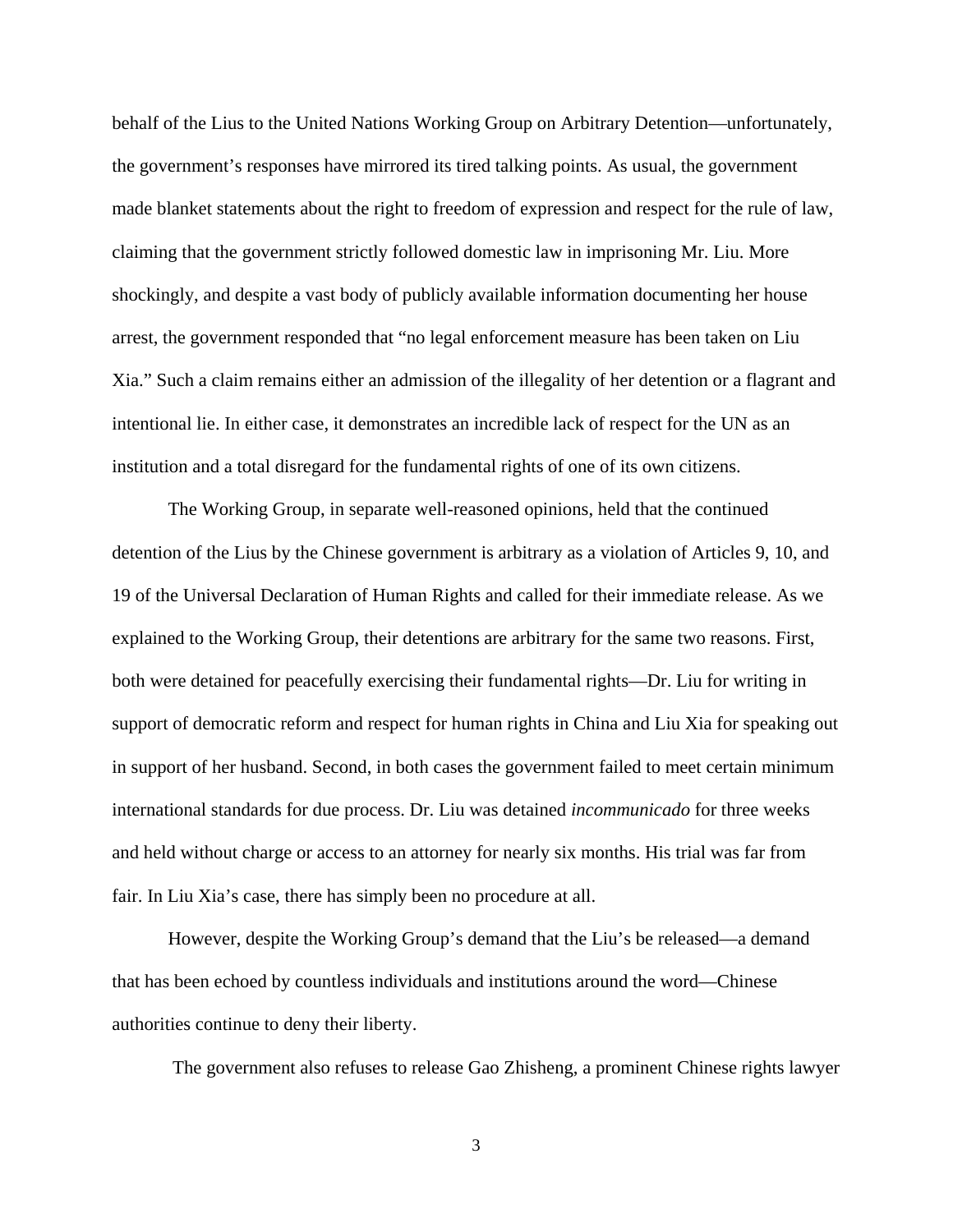behalf of the Lius to the United Nations Working Group on Arbitrary Detention—unfortunately, the government's responses have mirrored its tired talking points. As usual, the government made blanket statements about the right to freedom of expression and respect for the rule of law, claiming that the government strictly followed domestic law in imprisoning Mr. Liu. More shockingly, and despite a vast body of publicly available information documenting her house arrest, the government responded that "no legal enforcement measure has been taken on Liu Xia." Such a claim remains either an admission of the illegality of her detention or a flagrant and intentional lie. In either case, it demonstrates an incredible lack of respect for the UN as an institution and a total disregard for the fundamental rights of one of its own citizens.

The Working Group, in separate well-reasoned opinions, held that the continued detention of the Lius by the Chinese government is arbitrary as a violation of Articles 9, 10, and 19 of the Universal Declaration of Human Rights and called for their immediate release. As we explained to the Working Group, their detentions are arbitrary for the same two reasons. First, both were detained for peacefully exercising their fundamental rights—Dr. Liu for writing in support of democratic reform and respect for human rights in China and Liu Xia for speaking out in support of her husband. Second, in both cases the government failed to meet certain minimum international standards for due process. Dr. Liu was detained *incommunicado* for three weeks and held without charge or access to an attorney for nearly six months. His trial was far from fair. In Liu Xia's case, there has simply been no procedure at all.

However, despite the Working Group's demand that the Liu's be released—a demand that has been echoed by countless individuals and institutions around the word—Chinese authorities continue to deny their liberty.

The government also refuses to release Gao Zhisheng, a prominent Chinese rights lawyer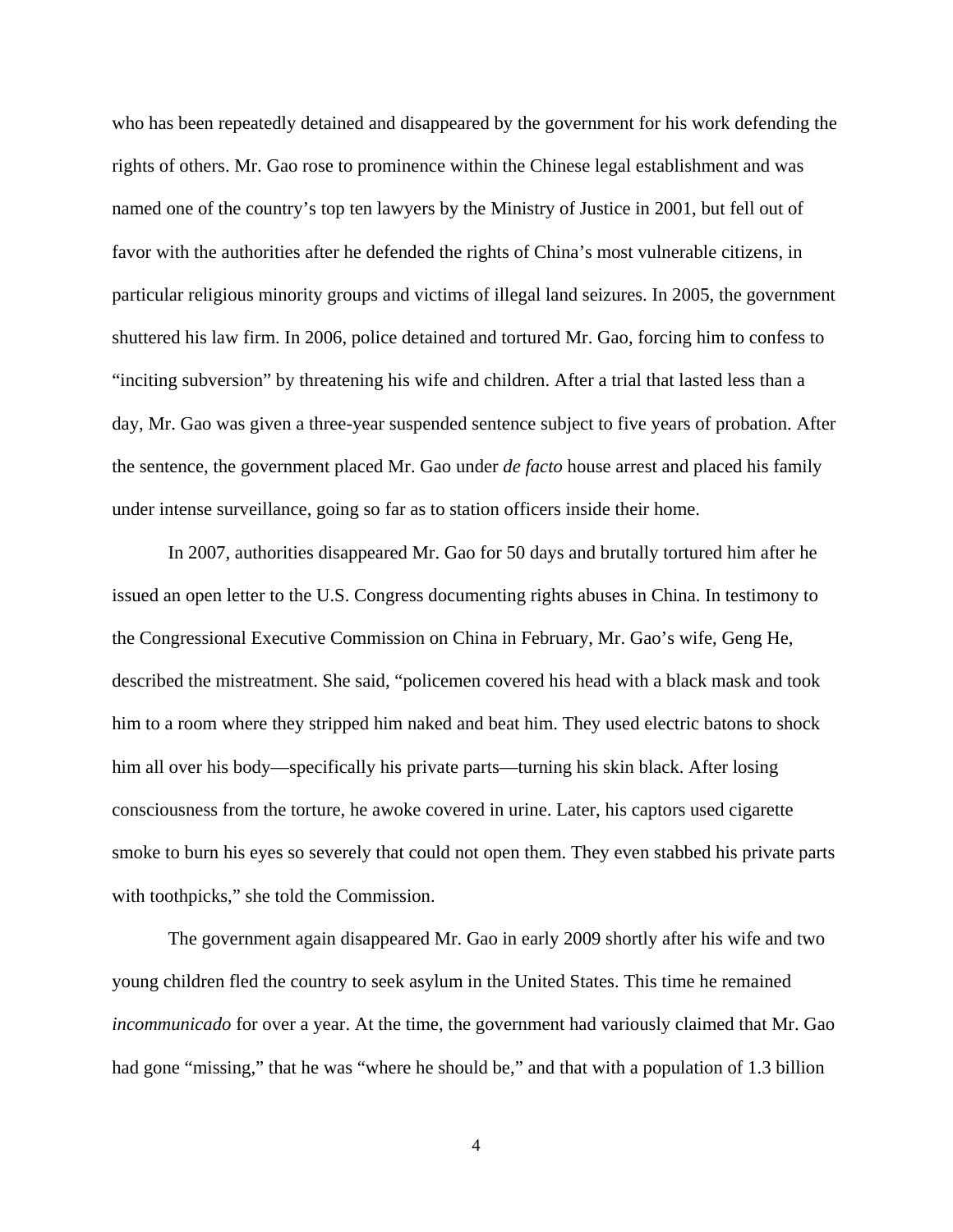who has been repeatedly detained and disappeared by the government for his work defending the rights of others. Mr. Gao rose to prominence within the Chinese legal establishment and was named one of the country's top ten lawyers by the Ministry of Justice in 2001, but fell out of favor with the authorities after he defended the rights of China's most vulnerable citizens, in particular religious minority groups and victims of illegal land seizures. In 2005, the government shuttered his law firm. In 2006, police detained and tortured Mr. Gao, forcing him to confess to "inciting subversion" by threatening his wife and children. After a trial that lasted less than a day, Mr. Gao was given a three-year suspended sentence subject to five years of probation. After the sentence, the government placed Mr. Gao under *de facto* house arrest and placed his family under intense surveillance, going so far as to station officers inside their home.

In 2007, authorities disappeared Mr. Gao for 50 days and brutally tortured him after he issued an open letter to the U.S. Congress documenting rights abuses in China. In testimony to the Congressional Executive Commission on China in February, Mr. Gao's wife, Geng He, described the mistreatment. She said, "policemen covered his head with a black mask and took him to a room where they stripped him naked and beat him. They used electric batons to shock him all over his body—specifically his private parts—turning his skin black. After losing consciousness from the torture, he awoke covered in urine. Later, his captors used cigarette smoke to burn his eyes so severely that could not open them. They even stabbed his private parts with toothpicks," she told the Commission.

The government again disappeared Mr. Gao in early 2009 shortly after his wife and two young children fled the country to seek asylum in the United States. This time he remained *incommunicado* for over a year. At the time, the government had variously claimed that Mr. Gao had gone "missing," that he was "where he should be," and that with a population of 1.3 billion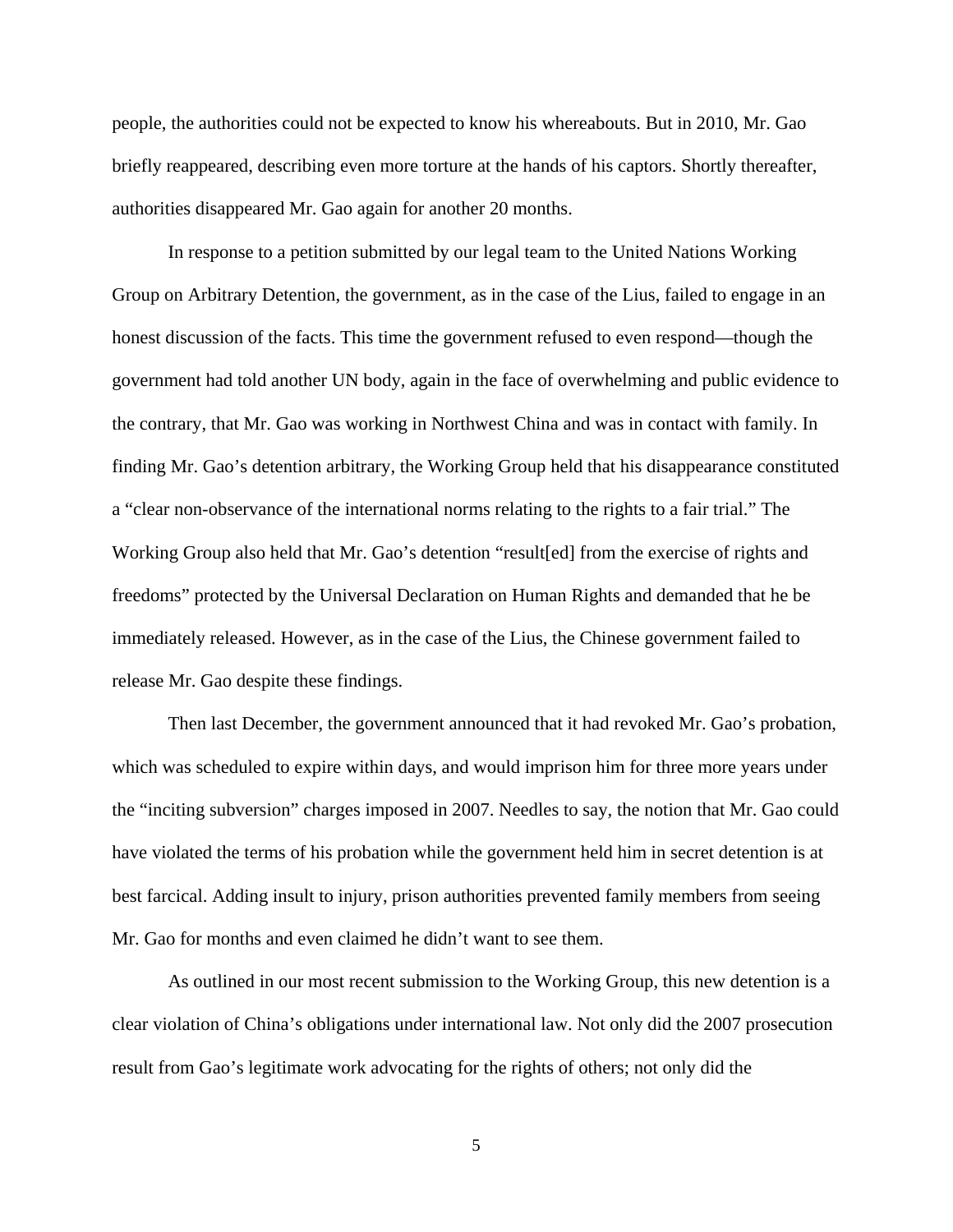people, the authorities could not be expected to know his whereabouts. But in 2010, Mr. Gao briefly reappeared, describing even more torture at the hands of his captors. Shortly thereafter, authorities disappeared Mr. Gao again for another 20 months.

In response to a petition submitted by our legal team to the United Nations Working Group on Arbitrary Detention, the government, as in the case of the Lius, failed to engage in an honest discussion of the facts. This time the government refused to even respond—though the government had told another UN body, again in the face of overwhelming and public evidence to the contrary, that Mr. Gao was working in Northwest China and was in contact with family. In finding Mr. Gao's detention arbitrary, the Working Group held that his disappearance constituted a "clear non-observance of the international norms relating to the rights to a fair trial." The Working Group also held that Mr. Gao's detention "result[ed] from the exercise of rights and freedoms" protected by the Universal Declaration on Human Rights and demanded that he be immediately released. However, as in the case of the Lius, the Chinese government failed to release Mr. Gao despite these findings.

Then last December, the government announced that it had revoked Mr. Gao's probation, which was scheduled to expire within days, and would imprison him for three more years under the "inciting subversion" charges imposed in 2007. Needles to say, the notion that Mr. Gao could have violated the terms of his probation while the government held him in secret detention is at best farcical. Adding insult to injury, prison authorities prevented family members from seeing Mr. Gao for months and even claimed he didn't want to see them.

As outlined in our most recent submission to the Working Group, this new detention is a clear violation of China's obligations under international law. Not only did the 2007 prosecution result from Gao's legitimate work advocating for the rights of others; not only did the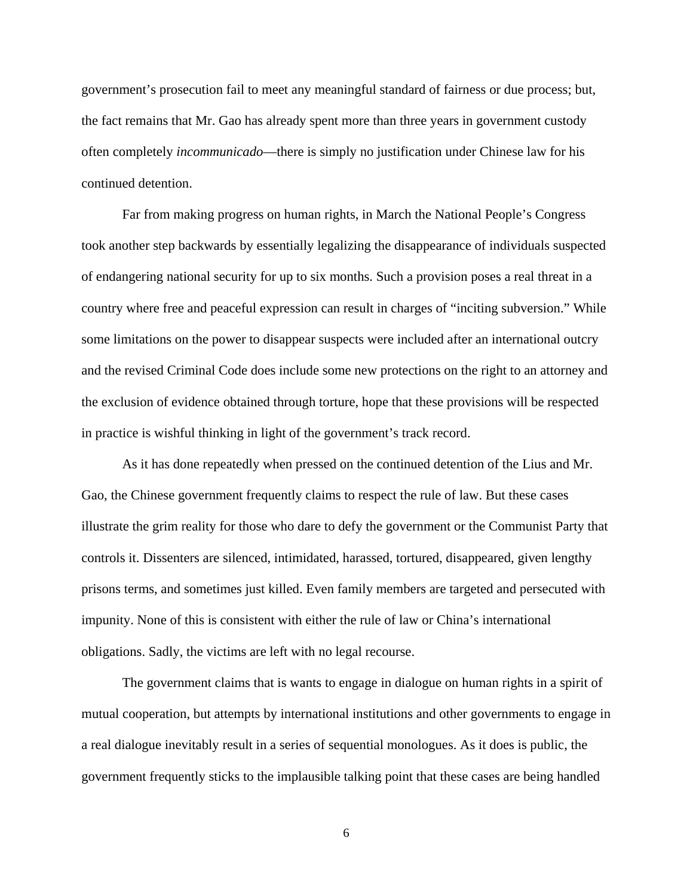government's prosecution fail to meet any meaningful standard of fairness or due process; but, the fact remains that Mr. Gao has already spent more than three years in government custody often completely *incommunicado*—there is simply no justification under Chinese law for his continued detention.

Far from making progress on human rights, in March the National People's Congress took another step backwards by essentially legalizing the disappearance of individuals suspected of endangering national security for up to six months. Such a provision poses a real threat in a country where free and peaceful expression can result in charges of "inciting subversion." While some limitations on the power to disappear suspects were included after an international outcry and the revised Criminal Code does include some new protections on the right to an attorney and the exclusion of evidence obtained through torture, hope that these provisions will be respected in practice is wishful thinking in light of the government's track record.

As it has done repeatedly when pressed on the continued detention of the Lius and Mr. Gao, the Chinese government frequently claims to respect the rule of law. But these cases illustrate the grim reality for those who dare to defy the government or the Communist Party that controls it. Dissenters are silenced, intimidated, harassed, tortured, disappeared, given lengthy prisons terms, and sometimes just killed. Even family members are targeted and persecuted with impunity. None of this is consistent with either the rule of law or China's international obligations. Sadly, the victims are left with no legal recourse.

The government claims that is wants to engage in dialogue on human rights in a spirit of mutual cooperation, but attempts by international institutions and other governments to engage in a real dialogue inevitably result in a series of sequential monologues. As it does is public, the government frequently sticks to the implausible talking point that these cases are being handled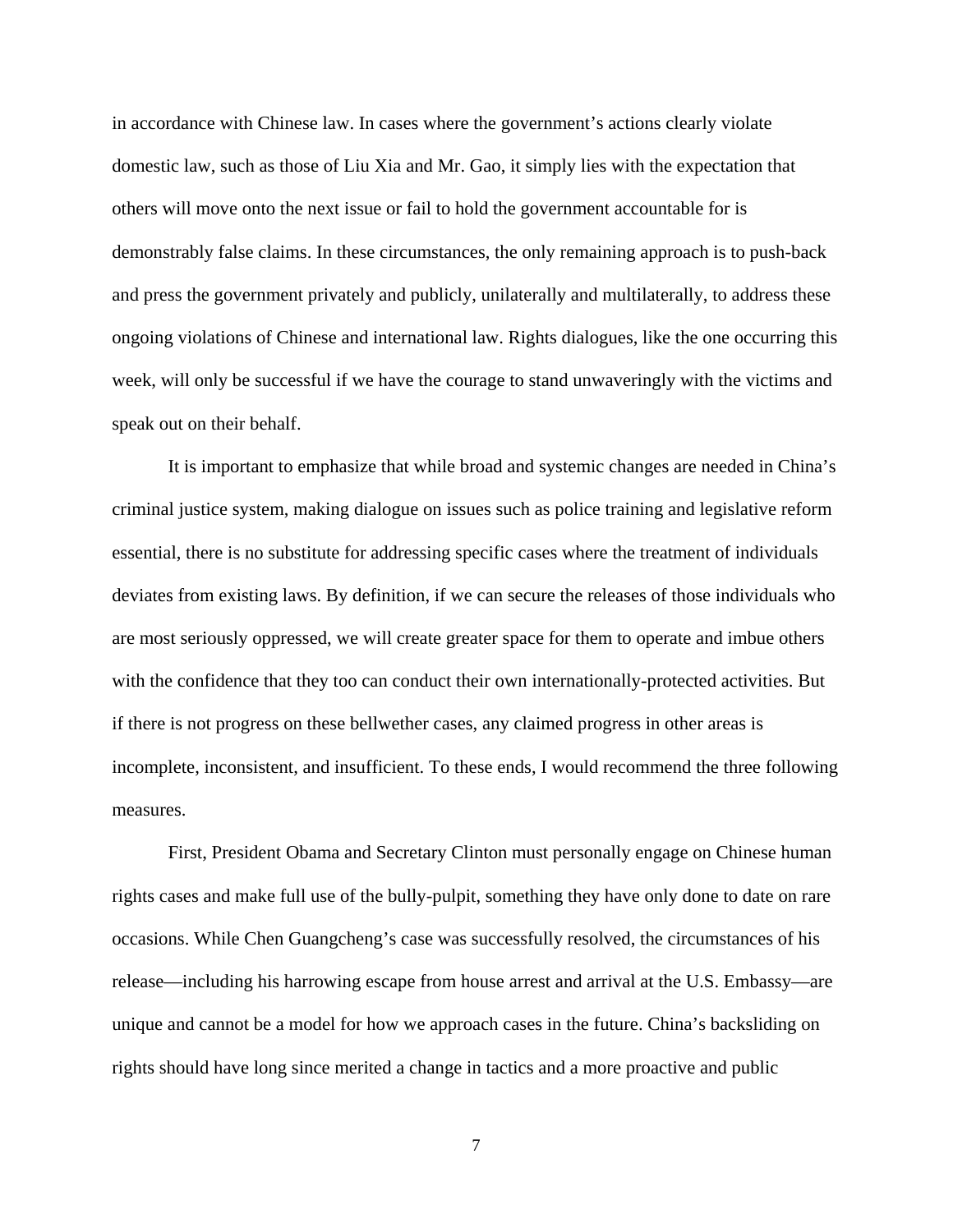in accordance with Chinese law. In cases where the government's actions clearly violate domestic law, such as those of Liu Xia and Mr. Gao, it simply lies with the expectation that others will move onto the next issue or fail to hold the government accountable for is demonstrably false claims. In these circumstances, the only remaining approach is to push-back and press the government privately and publicly, unilaterally and multilaterally, to address these ongoing violations of Chinese and international law. Rights dialogues, like the one occurring this week, will only be successful if we have the courage to stand unwaveringly with the victims and speak out on their behalf.

It is important to emphasize that while broad and systemic changes are needed in China's criminal justice system, making dialogue on issues such as police training and legislative reform essential, there is no substitute for addressing specific cases where the treatment of individuals deviates from existing laws. By definition, if we can secure the releases of those individuals who are most seriously oppressed, we will create greater space for them to operate and imbue others with the confidence that they too can conduct their own internationally-protected activities. But if there is not progress on these bellwether cases, any claimed progress in other areas is incomplete, inconsistent, and insufficient. To these ends, I would recommend the three following measures.

First, President Obama and Secretary Clinton must personally engage on Chinese human rights cases and make full use of the bully-pulpit, something they have only done to date on rare occasions. While Chen Guangcheng's case was successfully resolved, the circumstances of his release—including his harrowing escape from house arrest and arrival at the U.S. Embassy—are unique and cannot be a model for how we approach cases in the future. China's backsliding on rights should have long since merited a change in tactics and a more proactive and public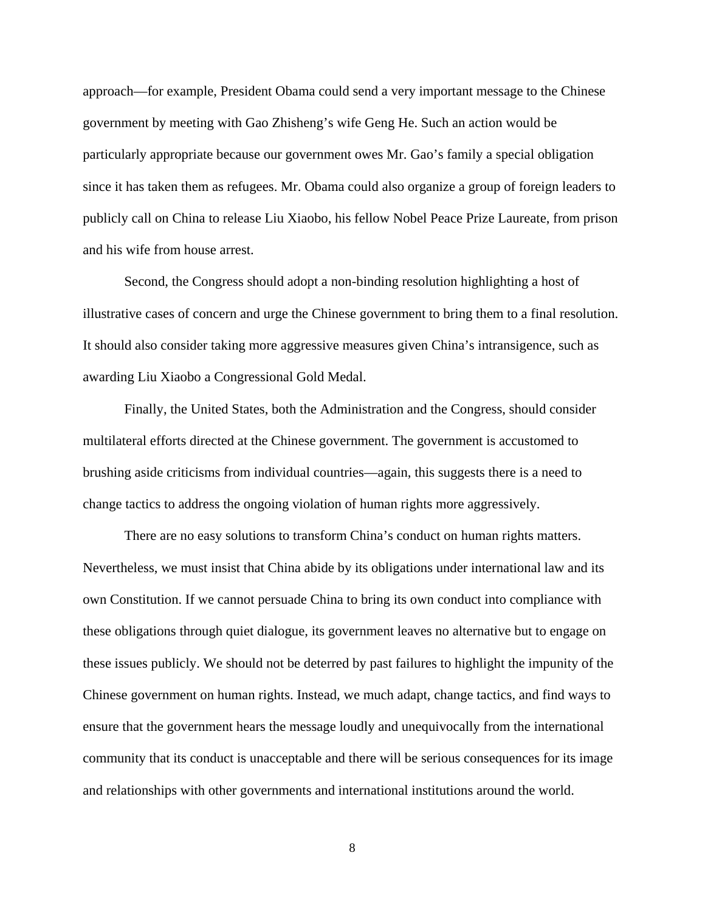approach—for example, President Obama could send a very important message to the Chinese government by meeting with Gao Zhisheng's wife Geng He. Such an action would be particularly appropriate because our government owes Mr. Gao's family a special obligation since it has taken them as refugees. Mr. Obama could also organize a group of foreign leaders to publicly call on China to release Liu Xiaobo, his fellow Nobel Peace Prize Laureate, from prison and his wife from house arrest.

Second, the Congress should adopt a non-binding resolution highlighting a host of illustrative cases of concern and urge the Chinese government to bring them to a final resolution. It should also consider taking more aggressive measures given China's intransigence, such as awarding Liu Xiaobo a Congressional Gold Medal.

Finally, the United States, both the Administration and the Congress, should consider multilateral efforts directed at the Chinese government. The government is accustomed to brushing aside criticisms from individual countries—again, this suggests there is a need to change tactics to address the ongoing violation of human rights more aggressively.

There are no easy solutions to transform China's conduct on human rights matters. Nevertheless, we must insist that China abide by its obligations under international law and its own Constitution. If we cannot persuade China to bring its own conduct into compliance with these obligations through quiet dialogue, its government leaves no alternative but to engage on these issues publicly. We should not be deterred by past failures to highlight the impunity of the Chinese government on human rights. Instead, we much adapt, change tactics, and find ways to ensure that the government hears the message loudly and unequivocally from the international community that its conduct is unacceptable and there will be serious consequences for its image and relationships with other governments and international institutions around the world.